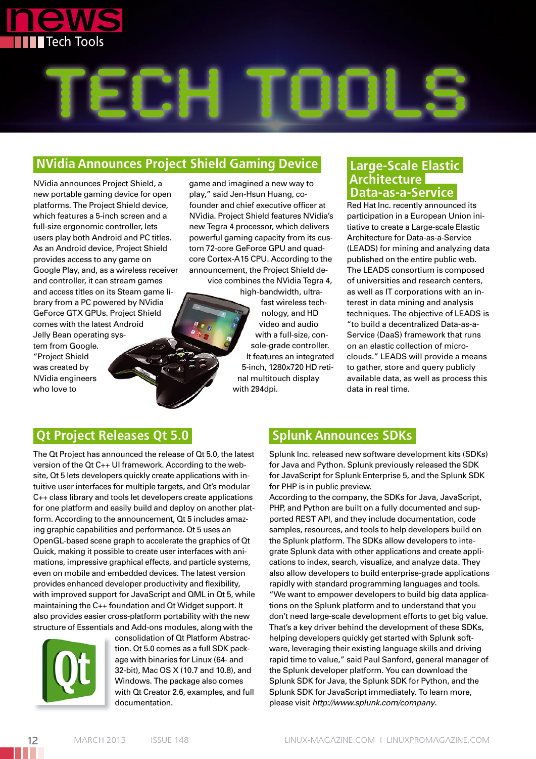# TECH TOOLS

## NVidia Announces Project Shield Gaming Device

NVidia announces Project Shield, a new portable gaming device for open platforms. The Project Shield device, which features a 5-inch screen and a full-size ergonomic controller, lets users play both Android and PC titles. As an Android device, Project Shield provides access to any game on Google Play, and, as a wireless receiver and controller, it can stream games and access titles on its Steam game library from a PC powered by NVidia GeForce GTX GPUs. Project Shield comes with the latest Android Jelly Bean operating system from Google. "Project Shield was created by NVidia engineers who love to game and imagined a new way to play," said Jen-Hsun Huang, co-founder and chief executive officer at NVidia. Project Shield features NVidia's new Tegra 4 processor, which delivers powerful gaming capacity from its custom 72-core GeForce GPU and quad-core Cortex-A15 CPU. According to the announcement, the Project Shield device combines the NVidia Tegra 4, high-bandwidth, ultra-fast wireless technology, and HD video and audio with a full-size, console-grade controller. It features an integrated 5-inch, 1280x720 HD retinal multitouch display with 294dpi.

## Large-Scale Elastic Architecture Data-as-a-Service

Red Hat Inc. recently announced its participation in a European Union initiative to create a Large-scale Elastic Architecture for Data-as-a-Service (LEADS) for mining and analyzing data published on the entire public web. The LEADS consortium is composed of universities and research centers, as well as IT corporations with an interest in data mining and analysis techniques. The objective of LEADS is "to build a decentralized Data-as-a-Service (DaaS) framework that runs on an elastic collection of micro-clouds." LEADS will provide a means to gather, store and query publicly available data, as well as process this data in real time.

## Qt Project Releases Qt 5.0

The Qt Project has announced the release of Qt 5.0, the latest version of the Qt C++ UI framework. According to the website, Qt 5 lets developers quickly create applications with intuitive user interfaces for multiple targets, and Qt's modular C++ class library and tools let developers create applications for one platform and easily build and deploy on another platform. According to the announcement, Qt 5 includes amazing graphic capabilities and performance. Qt 5 uses an OpenGL-based scene graph to accelerate the graphics of Qt Quick, making it possible to create user interfaces with animations, impressive graphical effects, and particle systems, even on mobile and embedded devices. The latest version provides enhanced developer productivity and flexibility, with improved support for JavaScript and QML in Qt 5, while maintaining the C++ foundation and Qt Widget support. It also provides easier cross-platform portability with the new structure of Essentials and Add-ons modules, along with the consolidation of Qt Platform Abstraction. Qt 5.0 comes as a full SDK package with binaries for Linux (64- and 32-bit), Mac OS X (10.7 and 10.8), and Windows. The package also comes with Qt Creator 2.6, examples, and full documentation.

## Splunk Announces SDKs

Splunk Inc. released new software development kits (SDKs) for Java and Python. Splunk previously released the SDK for JavaScript for Splunk Enterprise 5, and the Splunk SDK for PHP is in public preview.

According to the company, the SDKs for Java, JavaScript, PHP, and Python are built on a fully documented and supported REST API, and they include documentation, code samples, resources, and tools to help developers build on the Splunk platform. The SDKs allow developers to integrate Splunk data with other applications and create applications to index, search, visualize, and analyze data. They also allow developers to build enterprise-grade applications rapidly with standard programming languages and tools. "We want to empower developers to build big data applications on the Splunk platform and to understand that you don't need large-scale development efforts to get big value. That's a key driver behind the development of these SDKs, helping developers quickly get started with Splunk software, leveraging their existing language skills and driving rapid time to value," said Paul Sanford, general manager of the Splunk developer platform. You can download the Splunk SDK for Java, the Splunk SDK for Python, and the Splunk SDK for JavaScript immediately. To learn more, please visit *http://www.splunk.com/company*.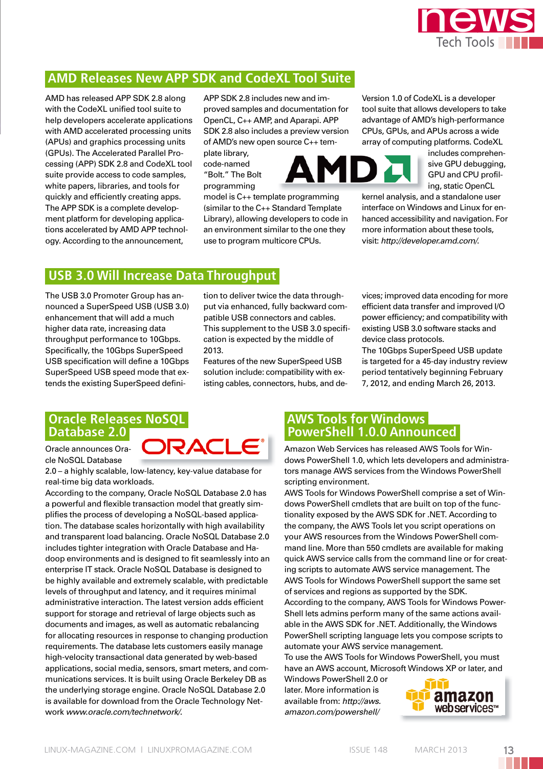## AMD Releases New APP SDK and CodeXL Tool Suite

AMD has released APP SDK 2.8 along with the CodeXL unified tool suite to help developers accelerate applications with AMD accelerated processing units (APUs) and graphics processing units (GPUs). The Accelerated Parallel Processing (APP) SDK 2.8 and CodeXL tool suite provide access to code samples, white papers, libraries, and tools for quickly and efficiently creating apps. The APP SDK is a complete development platform for developing applications accelerated by AMD APP technology. According to the announcement, APP SDK 2.8 includes new and improved samples and documentation for OpenCL, C++ AMP, and Aparapi. APP SDK 2.8 also includes a preview version of AMD's new open source C++ template library, code-named "Bolt." The Bolt programming model is C++ template programming (similar to the C++ Standard Template Library), allowing developers to code in an environment similar to the one they use to program multicore CPUs.

Version 1.0 of CodeXL is a developer tool suite that allows developers to take advantage of AMD's high-performance CPUs, GPUs, and APUs across a wide array of computing platforms. CodeXL includes comprehensive GPU debugging, GPU and CPU profiling, static OpenCL kernel analysis, and a standalone user interface on Windows and Linux for enhanced accessibility and navigation. For more information about these tools, visit: *http://developer.amd.com/*.

## USB 3.0 Will Increase Data Throughput

The USB 3.0 Promoter Group has announced a SuperSpeed USB (USB 3.0) enhancement that will add a much higher data rate, increasing data throughput performance to 10Gbps. Specifically, the 10Gbps SuperSpeed USB specification will define a 10Gbps SuperSpeed USB speed mode that extends the existing SuperSpeed definition to deliver twice the data throughput via enhanced, fully backward compatible USB connectors and cables. This supplement to the USB 3.0 specification is expected by the middle of 2013.

Features of the new SuperSpeed USB solution include: compatibility with existing cables, connectors, hubs, and devices; improved data encoding for more efficient data transfer and improved I/O power efficiency; and compatibility with existing USB 3.0 software stacks and device class protocols.

The 10Gbps SuperSpeed USB update is targeted for a 45-day industry review period tentatively beginning February 7, 2012, and ending March 26, 2013.

## Oracle Releases NoSQL Database 2.0

Oracle announces Oracle NoSQL Database 2.0 – a highly scalable, low-latency, key-value database for real-time big data workloads.

According to the company, Oracle NoSQL Database 2.0 has a powerful and flexible transaction model that greatly simplifies the process of developing a NoSQL-based application. The database scales horizontally with high availability and transparent load balancing. Oracle NoSQL Database 2.0 includes tighter integration with Oracle Database and Hadoop environments and is designed to fit seamlessly into an enterprise IT stack. Oracle NoSQL Database is designed to be highly available and extremely scalable, with predictable levels of throughput and latency, and it requires minimal administrative interaction. The latest version adds efficient support for storage and retrieval of large objects such as documents and images, as well as automatic rebalancing for allocating resources in response to changing production requirements. The database lets customers easily manage high-velocity transactional data generated by web-based applications, social media, sensors, smart meters, and communications services. It is built using Oracle Berkeley DB as the underlying storage engine. Oracle NoSQL Database 2.0 is available for download from the Oracle Technology Network *www.oracle.com/technetwork/*.

## AWS Tools for Windows PowerShell 1.0.0 Announced

Amazon Web Services has released AWS Tools for Windows PowerShell 1.0, which lets developers and administrators manage AWS services from the Windows PowerShell scripting environment.

AWS Tools for Windows PowerShell comprise a set of Windows PowerShell cmdlets that are built on top of the functionality exposed by the AWS SDK for .NET. According to the company, the AWS Tools let you script operations on your AWS resources from the Windows PowerShell command line. More than 550 cmdlets are available for making quick AWS service calls from the command line or for creating scripts to automate AWS service management. The AWS Tools for Windows PowerShell support the same set of services and regions as supported by the SDK.

According to the company, AWS Tools for Windows PowerShell lets admins perform many of the same actions available in the AWS SDK for .NET. Additionally, the Windows PowerShell scripting language lets you compose scripts to automate your AWS service management.

To use the AWS Tools for Windows PowerShell, you must have an AWS account, Microsoft Windows XP or later, and Windows PowerShell 2.0 or later. More information is available from: *http://aws.amazon.com/powershell/*